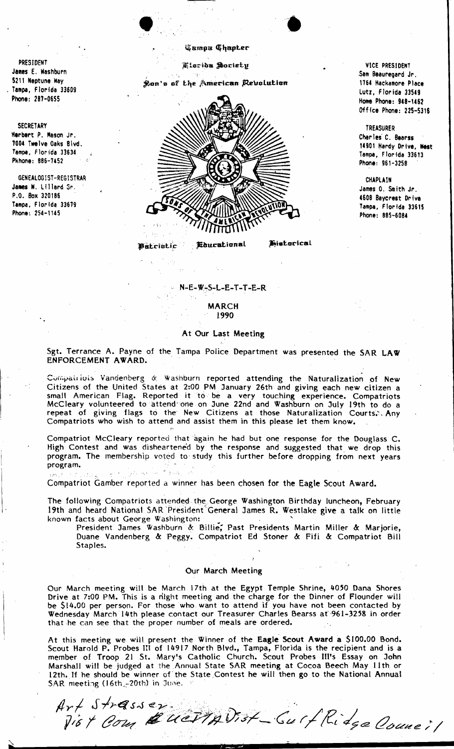Tampa Chapter

Florida Society

Son's of the American Revolution

PRESIDENT
James E. Washburn
5211 Neptune Way
Tampa, Florida 33609
Phone: 287-0655

SECRETARY
Herbert P. Mason Jr.
7004 Twelve Oaks Blvd.
Tampa, Florida 33634
Pkhone: 886-7452

GENEALOGIST-REGISTRAR
James W. Lillard Sr.
P.O. Box 320186
Tampa, Florida 33679
Phone: 254-1145

VICE PRESIDENT
Sam Beauregard Jr.
1764 Hackamore Place
Lutz, Florida 33549
Home Phone: 948-1462
Office Phone: 225-5316

TREASURER
Charles C. Bearss
14901 Hardy Drive, West
Tampa, Florida 33613
Phone: 961-3258

CHAPLAIN
James O. Smith Jr.
4608 Baycrest Drive
Tampa, Florida 33615
Phone: 885-6084

Patriotic Educational Historical

# N-E-W-S-L-E-T-T-E-R

## MARCH 1990

### At Our Last Meeting

Sgt. Terrance A. Payne of the Tampa Police Department was presented the SAR LAW ENFORCEMENT AWARD.

Compatriots Vandenberg & Washburn reported attending the Naturalization of New Citizens of the United States at 2:00 PM January 26th and giving each new citizen a small American Flag. Reported it to be a very touching experience. Compatriots McCleary volunteered to attend one on June 22nd and Washburn on July 19th to do a repeat of giving flags to the New Citizens at those Naturalization Courts. Any Compatriots who wish to attend and assist them in this please let them know.

Compatriot McCleary reported that again he had but one response for the Douglass C. High Contest and was disheartened by the response and suggested that we drop this program. The membership voted to study this further before dropping from next years program.

Compatriot Gamber reported a winner has been chosen for the Eagle Scout Award.

The following Compatriots attended the George Washington Birthday luncheon, February 19th and heard National SAR President General James R. Westlake give a talk on little known facts about George Washington:

President James Washburn & Billie, Past Presidents Martin Miller & Marjorie, Duane Vandenberg & Peggy. Compatriot Ed Stoner & Fifi & Compatriot Bill Staples.

### Our March Meeting

Our March meeting will be March 17th at the Egypt Temple Shrine, 4050 Dana Shores Drive at 7:00 PM. This is a night meeting and the charge for the Dinner of Flounder will be $14.00 per person. For those who want to attend if you have not been contacted by Wednesday March 14th please contact our Treasurer Charles Bearss at 961-3258 in order that he can see that the proper number of meals are ordered.

At this meeting we will present the Winner of the **Eagle Scout Award** a $100.00 Bond. Scout Harold P. Probes III of 14917 North Blvd., Tampa, Florida is the recipient and is a member of Troop 21 St. Mary's Catholic Church. Scout Probes III's Essay on John Marshall will be judged at the Annual State SAR meeting at Cocoa Beech May 11th or 12th. If he should be winner of the State Contest he will then go to the National Annual SAR meeting (16th - 20th) in June.

Art Strasser
Dist Com Central Dist - Gulf Ridge Council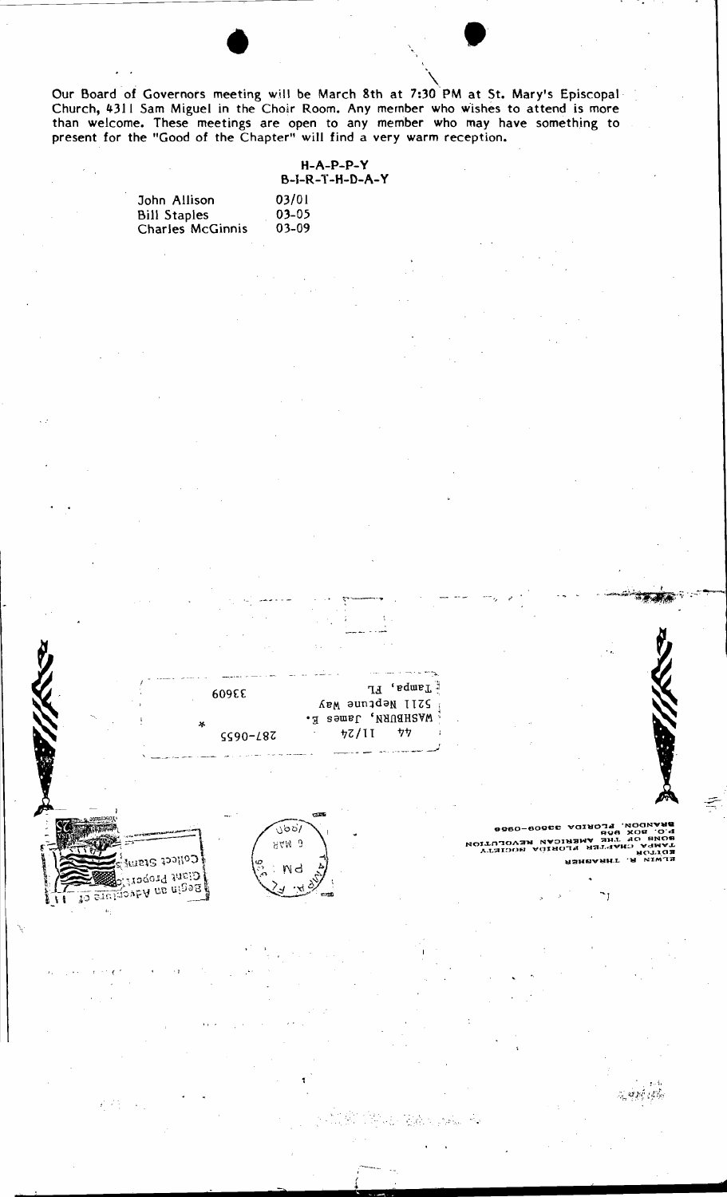Our Board of Governors meeting will be March 8th at 7:30 PM at St. Mary's Episcopal Church, 4311 Sam Miguel in the Choir Room. Any member who wishes to attend is more than welcome. These meetings are open to any member who may have something to present for the "Good of the Chapter" will find a very warm reception.

**H-A-P-P-Y**
**B-I-R-T-H-D-A-Y**

| | |
|---|---|
| John Allison | 03/01 |
| Bill Staples | 03-05 |
| Charles McGinnis | 03-09 |

ELWIN R. THRASHER
EDITOR
TAMPA CHAPTER FLORIDA SOCIETY
SONS OF THE AMERICAN REVOLUTION
P.O. BOX 898
BRANDON, FLORIDA 33509-0898

TAMPA, FL
PM
6 MAR
1990

44 11/24
287-0655
WASHBURN, James E.
5211 Neptune Way
Tampa, FL 33609